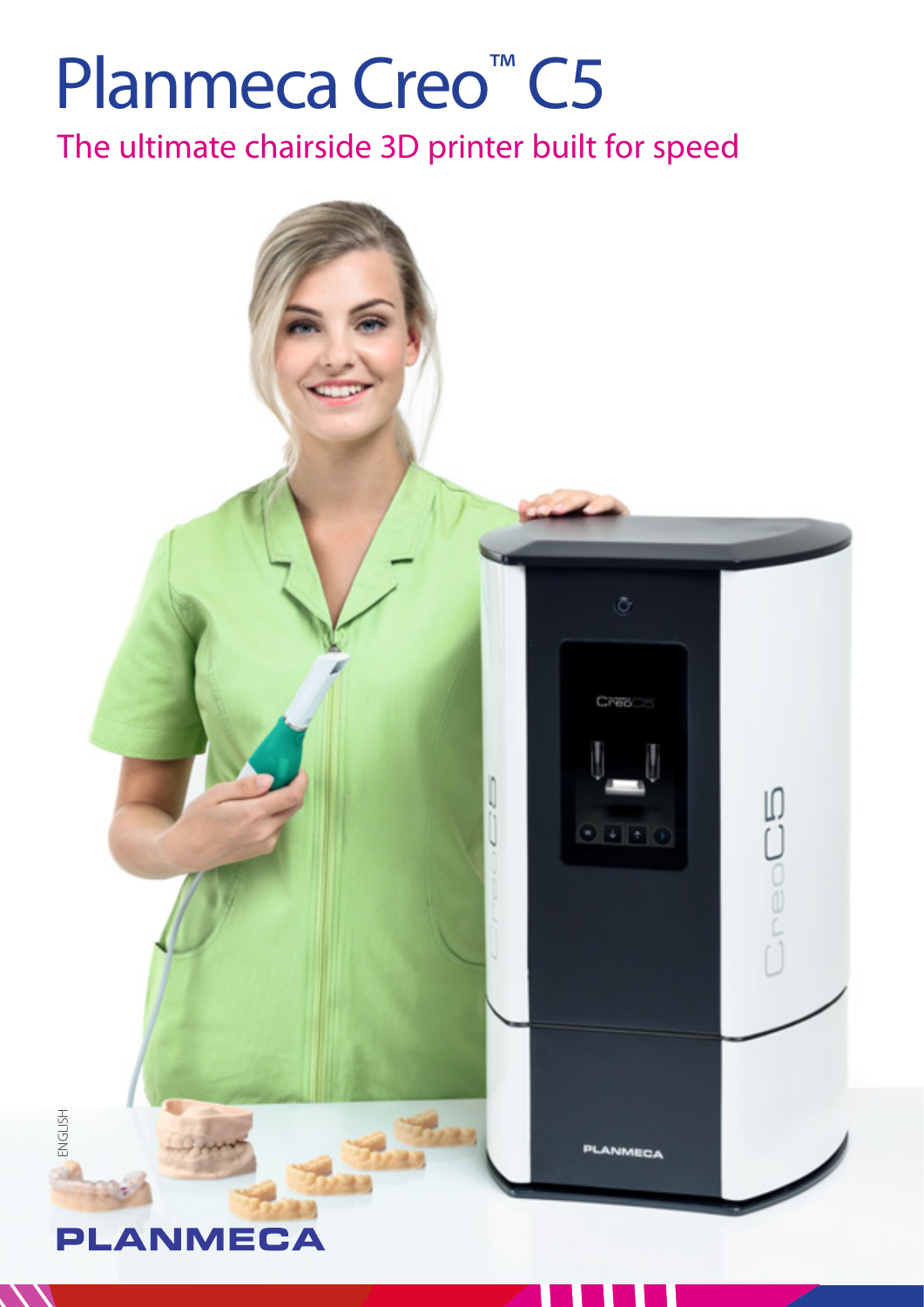# Planmeca Creo™ C5

## The ultimate chairside 3D printer built for speed

ENGLISH

PLANMECA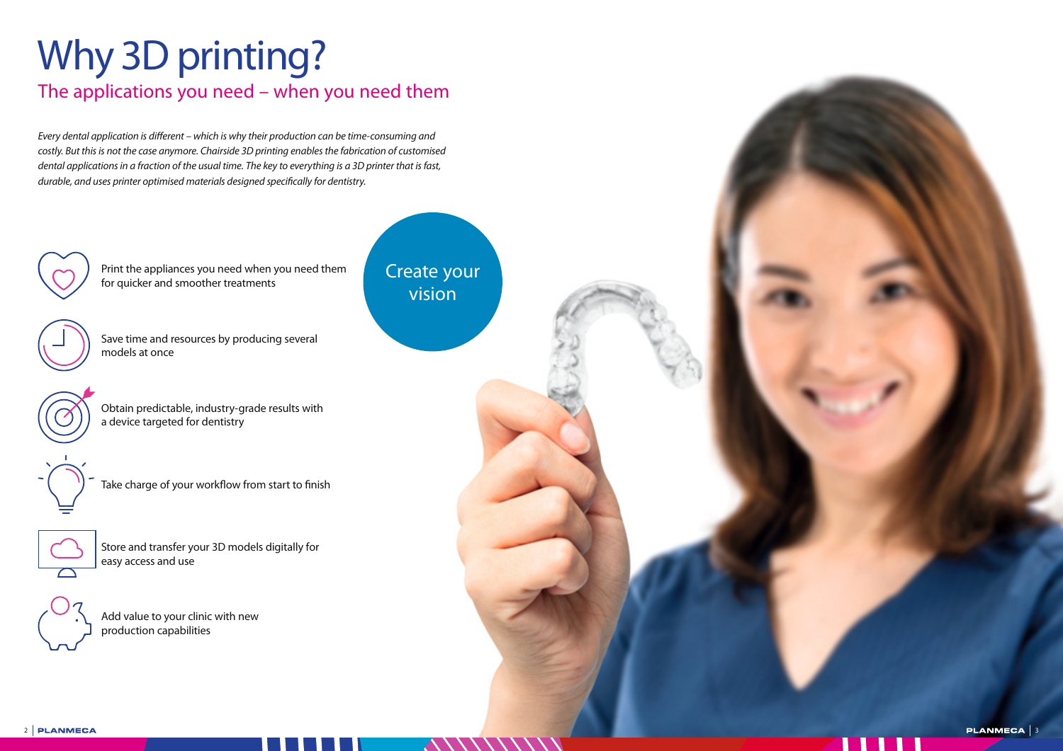# Why 3D printing?

## The applications you need – when you need them

*Every dental application is different – which is why their production can be time-consuming and costly. But this is not the case anymore. Chairside 3D printing enables the fabrication of customised dental applications in a fraction of the usual time. The key to everything is a 3D printer that is fast, durable, and uses printer optimised materials designed specifically for dentistry.*

- Print the appliances you need when you need them for quicker and smoother treatments
- Save time and resources by producing several models at once
- Obtain predictable, industry-grade results with a device targeted for dentistry
- Take charge of your workflow from start to finish
- Store and transfer your 3D models digitally for easy access and use
- Add value to your clinic with new production capabilities

Create your vision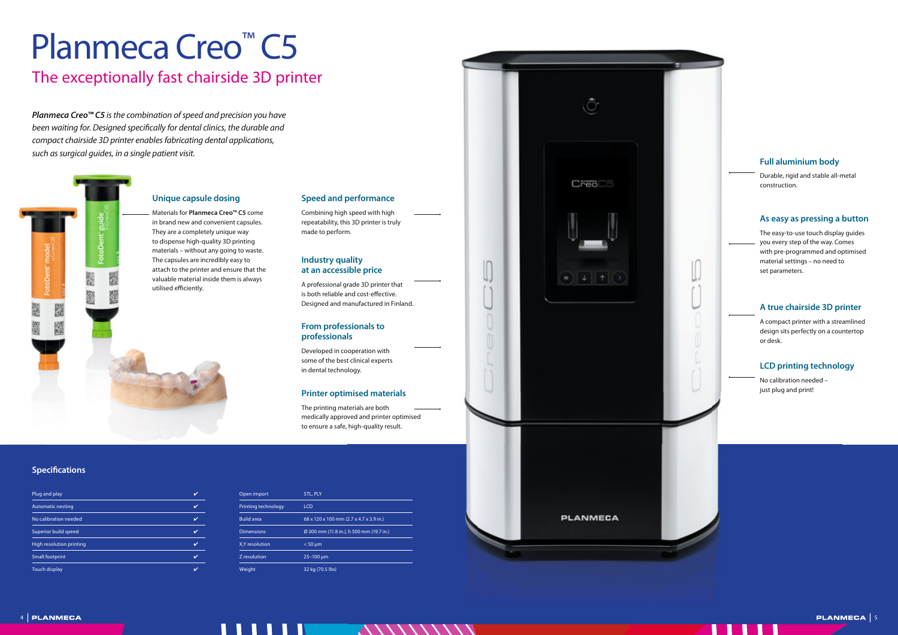# Planmeca Creo™ C5

## The exceptionally fast chairside 3D printer

***Planmeca Creo™ C5** is the combination of speed and precision you have been waiting for. Designed specifically for dental clinics, the durable and compact chairside 3D printer enables fabricating dental applications, such as surgical guides, in a single patient visit.*

### Unique capsule dosing

Materials for **Planmeca Creo™ C5** come in brand new and convenient capsules. They are a completely unique way to dispense high-quality 3D printing materials – without any going to waste. The capsules are incredibly easy to attach to the printer and ensure that the valuable material inside them is always utilised efficiently.

### Speed and performance

Combining high speed with high repeatability, this 3D printer is truly made to perform.

### Industry quality at an accessible price

A professional grade 3D printer that is both reliable and cost-effective. Designed and manufactured in Finland.

### From professionals to professionals

Developed in cooperation with some of the best clinical experts in dental technology.

### Printer optimised materials

The printing materials are both medically approved and printer optimised to ensure a safe, high-quality result.

### Full aluminium body

Durable, rigid and stable all-metal construction.

### As easy as pressing a button

The easy-to-use touch display guides you every step of the way. Comes with pre-programmed and optimised material settings – no need to set parameters.

### A true chairside 3D printer

A compact printer with a streamlined design sits perfectly on a countertop or desk.

### LCD printing technology

No calibration needed – just plug and print!

## Specifications

| Feature | |
|---|---|
| Plug and play | ✔ |
| Automatic nesting | ✔ |
| No calibration needed | ✔ |
| Superior build speed | ✔ |
| High resolution printing | ✔ |
| Small footprint | ✔ |
| Touch display | ✔ |

| Specification | Value |
|---|---|
| Open import | STL, PLY |
| Printing technology | LCD |
| Build area | 68 x 120 x 100 mm (2.7 x 4.7 x 3.9 in.) |
| Dimensions | Ø 300 mm (11.8 in.), h 500 mm (19.7 in.) |
| X,Y resolution | < 50 µm |
| Z resolution | 25–100 µm |
| Weight | 32 kg (70.5 lbs) |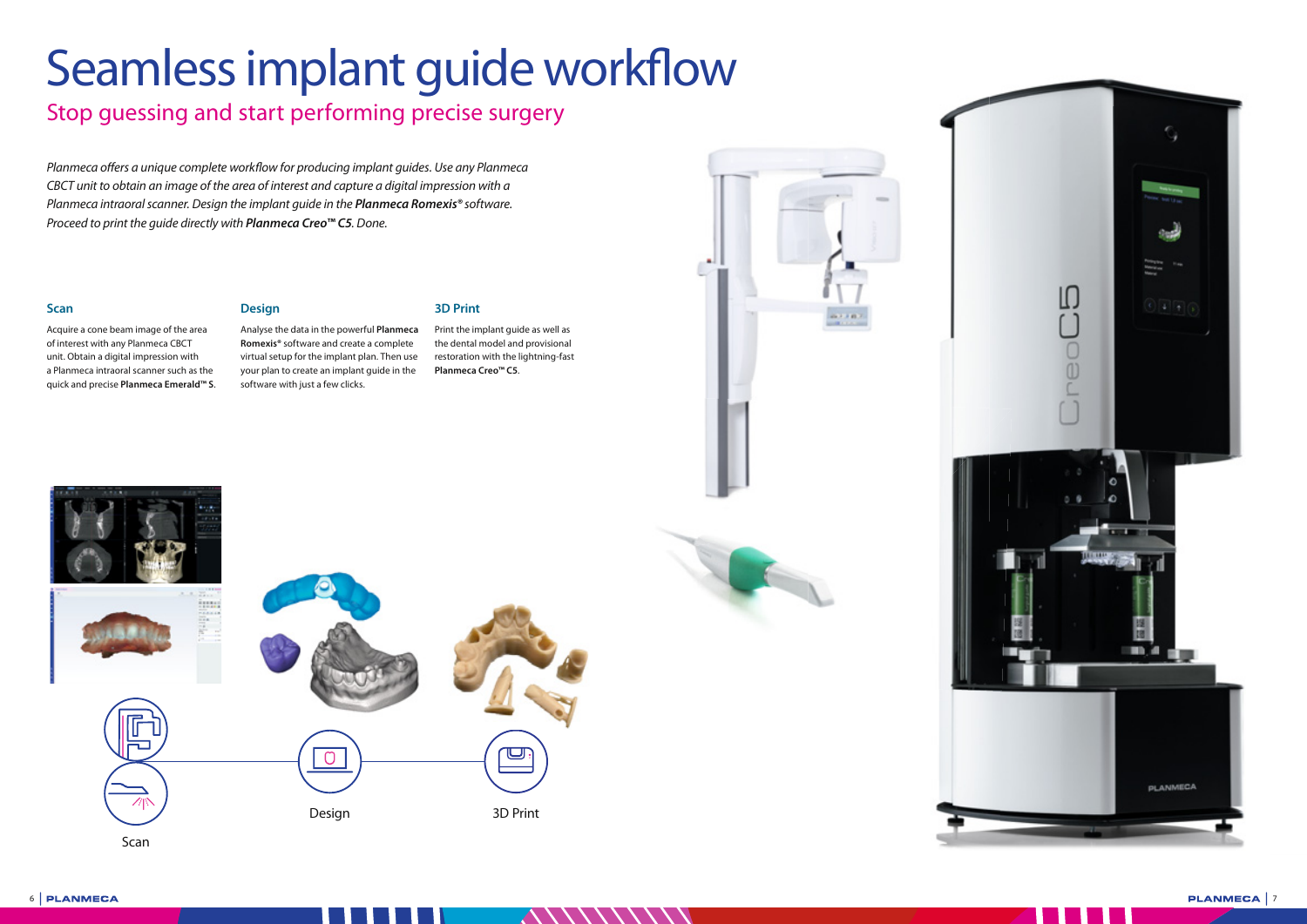# Seamless implant guide workflow

## Stop guessing and start performing precise surgery

*Planmeca offers a unique complete workflow for producing implant guides. Use any Planmeca CBCT unit to obtain an image of the area of interest and capture a digital impression with a Planmeca intraoral scanner. Design the implant guide in the **Planmeca Romexis®** software. Proceed to print the guide directly with **Planmeca Creo™ C5**. Done.*

### Scan

Acquire a cone beam image of the area of interest with any Planmeca CBCT unit. Obtain a digital impression with a Planmeca intraoral scanner such as the quick and precise **Planmeca Emerald™ S**.

### Design

Analyse the data in the powerful **Planmeca Romexis®** software and create a complete virtual setup for the implant plan. Then use your plan to create an implant guide in the software with just a few clicks.

### 3D Print

Print the implant guide as well as the dental model and provisional restoration with the lightning-fast **Planmeca Creo™ C5**.

Scan

Design

3D Print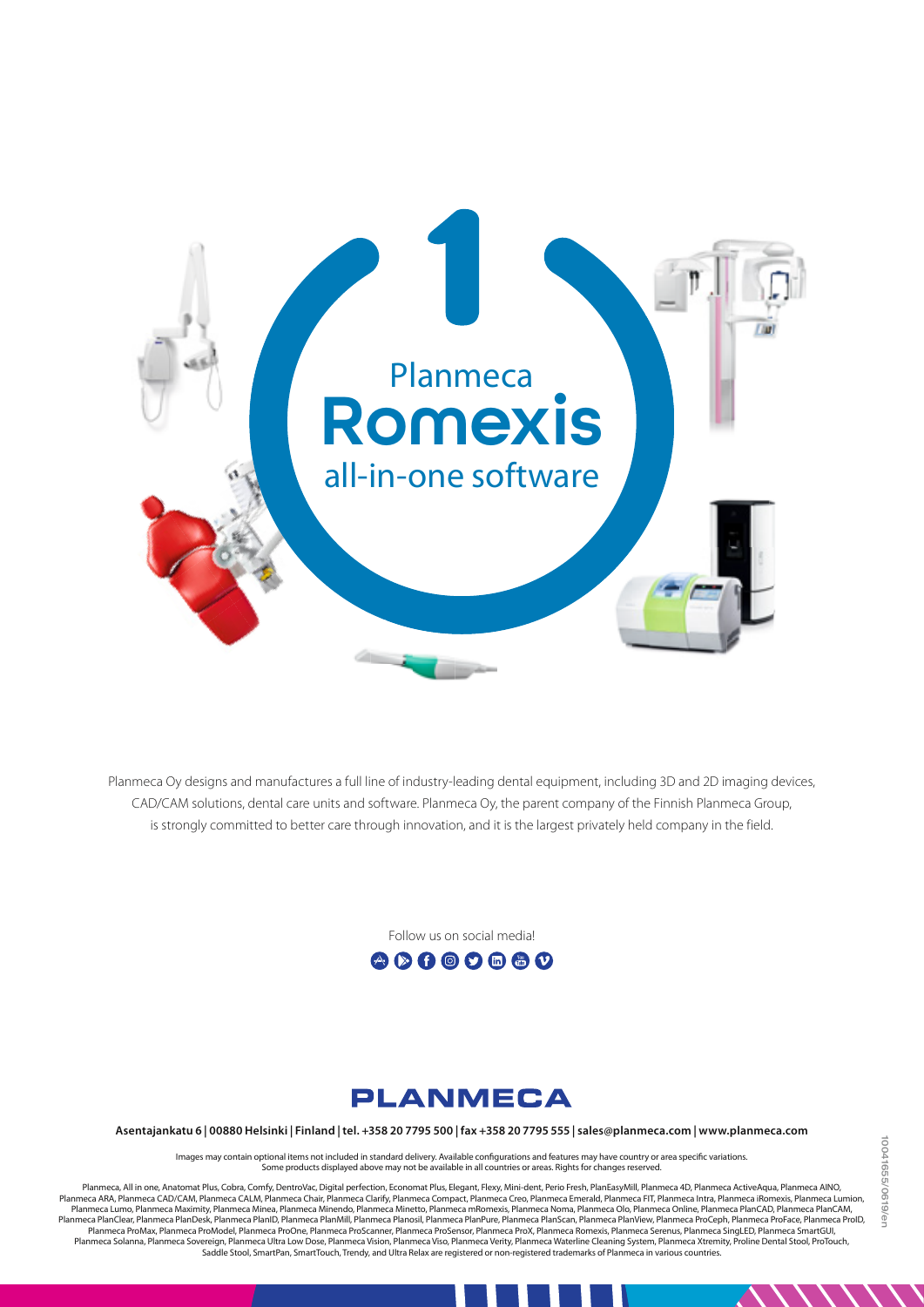Planmeca
**Romexis**
all-in-one software

Planmeca Oy designs and manufactures a full line of industry-leading dental equipment, including 3D and 2D imaging devices, CAD/CAM solutions, dental care units and software. Planmeca Oy, the parent company of the Finnish Planmeca Group, is strongly committed to better care through innovation, and it is the largest privately held company in the field.

Follow us on social media!

**PLANMECA**

**Asentajankatu 6 | 00880 Helsinki | Finland | tel. +358 20 7795 500 | fax +358 20 7795 555 | sales@planmeca.com | www.planmeca.com**

Images may contain optional items not included in standard delivery. Available configurations and features may have country or area specific variations.
Some products displayed above may not be available in all countries or areas. Rights for changes reserved.

Planmeca, All in one, Anatomat Plus, Cobra, Comfy, DentroVac, Digital perfection, Economat Plus, Elegant, Flexy, Mini-dent, Perio Fresh, PlanEasyMill, Planmeca 4D, Planmeca ActiveAqua, Planmeca AINO, Planmeca ARA, Planmeca CAD/CAM, Planmeca CALM, Planmeca Chair, Planmeca Clarify, Planmeca Compact, Planmeca Creo, Planmeca Emerald, Planmeca FIT, Planmeca Intra, Planmeca iRomexis, Planmeca Lumion, Planmeca Lumo, Planmeca Maximity, Planmeca Minea, Planmeca Minendo, Planmeca Minetto, Planmeca mRomexis, Planmeca Noma, Planmeca Olo, Planmeca Online, Planmeca PlanCAD, Planmeca PlanCAM, Planmeca PlanClear, Planmeca PlanDesk, Planmeca PlanID, Planmeca PlanMill, Planmeca Planosil, Planmeca PlanPure, Planmeca PlanScan, Planmeca PlanView, Planmeca ProCeph, Planmeca ProFace, Planmeca ProID, Planmeca ProMax, Planmeca ProModel, Planmeca ProOne, Planmeca ProScanner, Planmeca ProSensor, Planmeca ProX, Planmeca Romexis, Planmeca Serenus, Planmeca SingLED, Planmeca SmartGUI, Planmeca Solanna, Planmeca Sovereign, Planmeca Ultra Low Dose, Planmeca Vision, Planmeca Viso, Planmeca Verity, Planmeca Waterline Cleaning System, Planmeca Xtremity, Proline Dental Stool, ProTouch, Saddle Stool, SmartPan, SmartTouch, Trendy, and Ultra Relax are registered or non-registered trademarks of Planmeca in various countries.

10041655/0619/en